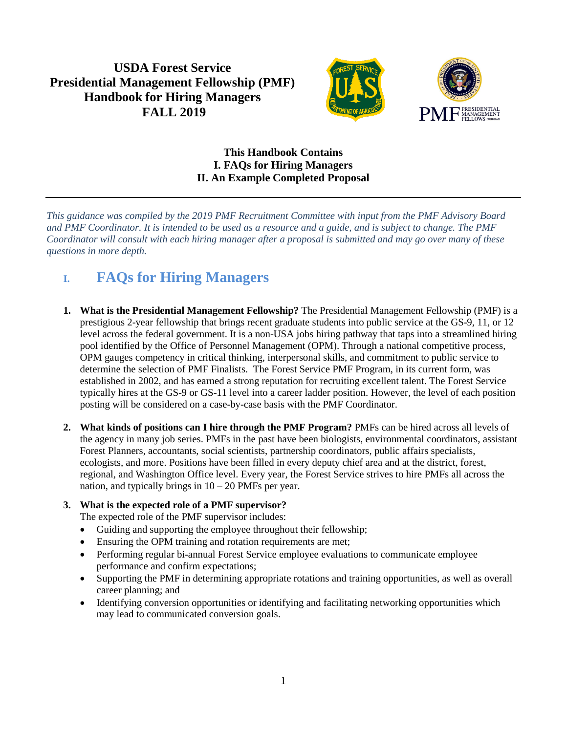# USDA Forest Service
# Presidential Management Fellowship (PMF) Handbook for Hiring Managers
# FALL 2019

**This Handbook Contains**
**I. FAQs for Hiring Managers**
**II. An Example Completed Proposal**

---

*This guidance was compiled by the 2019 PMF Recruitment Committee with input from the PMF Advisory Board and PMF Coordinator. It is intended to be used as a resource and a guide, and is subject to change. The PMF Coordinator will consult with each hiring manager after a proposal is submitted and may go over many of these questions in more depth.*

## I. FAQs for Hiring Managers

1. **What is the Presidential Management Fellowship?** The Presidential Management Fellowship (PMF) is a prestigious 2-year fellowship that brings recent graduate students into public service at the GS-9, 11, or 12 level across the federal government. It is a non-USA jobs hiring pathway that taps into a streamlined hiring pool identified by the Office of Personnel Management (OPM). Through a national competitive process, OPM gauges competency in critical thinking, interpersonal skills, and commitment to public service to determine the selection of PMF Finalists. The Forest Service PMF Program, in its current form, was established in 2002, and has earned a strong reputation for recruiting excellent talent. The Forest Service typically hires at the GS-9 or GS-11 level into a career ladder position. However, the level of each position posting will be considered on a case-by-case basis with the PMF Coordinator.

2. **What kinds of positions can I hire through the PMF Program?** PMFs can be hired across all levels of the agency in many job series. PMFs in the past have been biologists, environmental coordinators, assistant Forest Planners, accountants, social scientists, partnership coordinators, public affairs specialists, ecologists, and more. Positions have been filled in every deputy chief area and at the district, forest, regional, and Washington Office level. Every year, the Forest Service strives to hire PMFs all across the nation, and typically brings in 10 – 20 PMFs per year.

3. **What is the expected role of a PMF supervisor?**
   The expected role of the PMF supervisor includes:
   - Guiding and supporting the employee throughout their fellowship;
   - Ensuring the OPM training and rotation requirements are met;
   - Performing regular bi-annual Forest Service employee evaluations to communicate employee performance and confirm expectations;
   - Supporting the PMF in determining appropriate rotations and training opportunities, as well as overall career planning; and
   - Identifying conversion opportunities or identifying and facilitating networking opportunities which may lead to communicated conversion goals.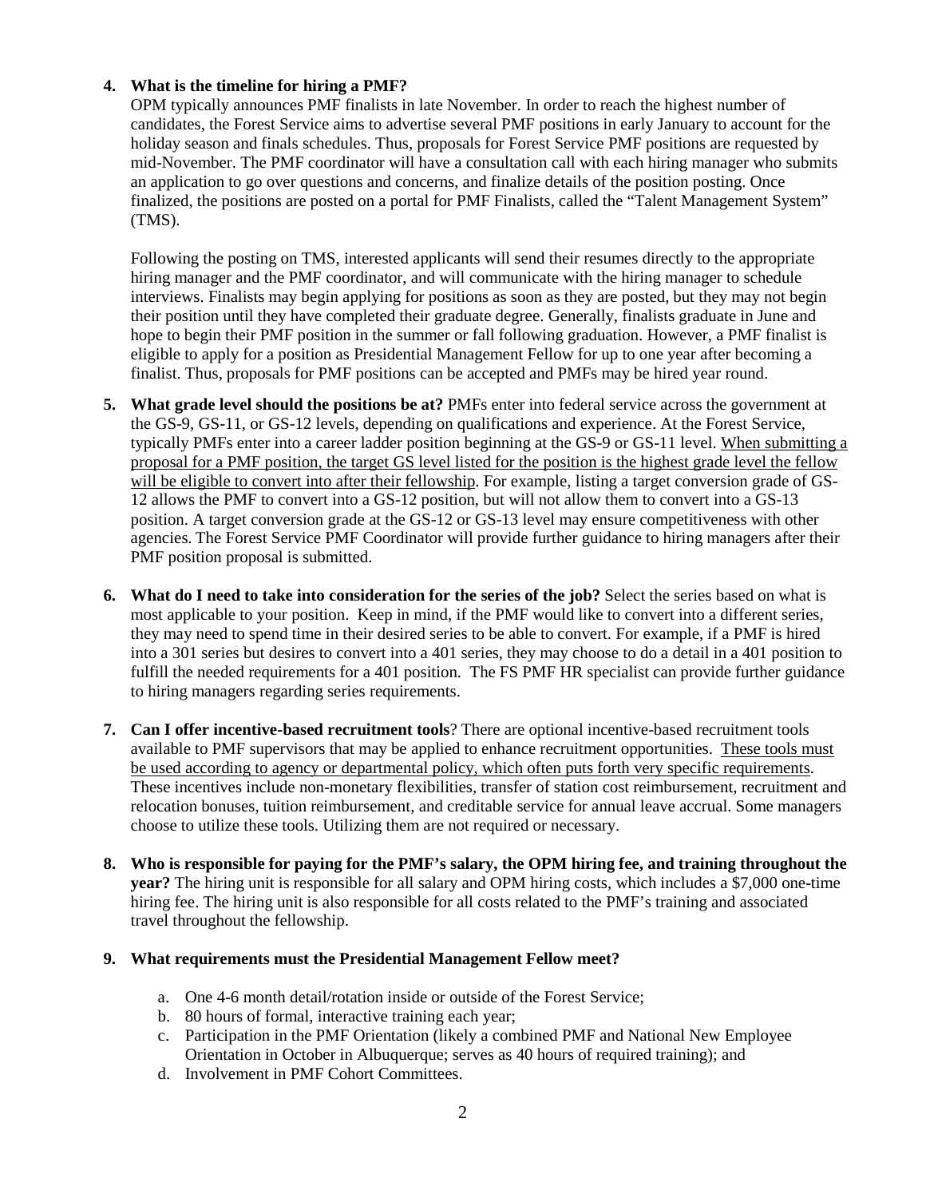4. **What is the timeline for hiring a PMF?**
   OPM typically announces PMF finalists in late November. In order to reach the highest number of candidates, the Forest Service aims to advertise several PMF positions in early January to account for the holiday season and finals schedules. Thus, proposals for Forest Service PMF positions are requested by mid-November. The PMF coordinator will have a consultation call with each hiring manager who submits an application to go over questions and concerns, and finalize details of the position posting. Once finalized, the positions are posted on a portal for PMF Finalists, called the "Talent Management System" (TMS).

   Following the posting on TMS, interested applicants will send their resumes directly to the appropriate hiring manager and the PMF coordinator, and will communicate with the hiring manager to schedule interviews. Finalists may begin applying for positions as soon as they are posted, but they may not begin their position until they have completed their graduate degree. Generally, finalists graduate in June and hope to begin their PMF position in the summer or fall following graduation. However, a PMF finalist is eligible to apply for a position as Presidential Management Fellow for up to one year after becoming a finalist. Thus, proposals for PMF positions can be accepted and PMFs may be hired year round.

5. **What grade level should the positions be at?** PMFs enter into federal service across the government at the GS-9, GS-11, or GS-12 levels, depending on qualifications and experience. At the Forest Service, typically PMFs enter into a career ladder position beginning at the GS-9 or GS-11 level. <u>When submitting a proposal for a PMF position, the target GS level listed for the position is the highest grade level the fellow will be eligible to convert into after their fellowship</u>. For example, listing a target conversion grade of GS-12 allows the PMF to convert into a GS-12 position, but will not allow them to convert into a GS-13 position. A target conversion grade at the GS-12 or GS-13 level may ensure competitiveness with other agencies. The Forest Service PMF Coordinator will provide further guidance to hiring managers after their PMF position proposal is submitted.

6. **What do I need to take into consideration for the series of the job?** Select the series based on what is most applicable to your position. Keep in mind, if the PMF would like to convert into a different series, they may need to spend time in their desired series to be able to convert. For example, if a PMF is hired into a 301 series but desires to convert into a 401 series, they may choose to do a detail in a 401 position to fulfill the needed requirements for a 401 position. The FS PMF HR specialist can provide further guidance to hiring managers regarding series requirements.

7. **Can I offer incentive-based recruitment tools**? There are optional incentive-based recruitment tools available to PMF supervisors that may be applied to enhance recruitment opportunities. <u>These tools must be used according to agency or departmental policy, which often puts forth very specific requirements</u>. These incentives include non-monetary flexibilities, transfer of station cost reimbursement, recruitment and relocation bonuses, tuition reimbursement, and creditable service for annual leave accrual. Some managers choose to utilize these tools. Utilizing them are not required or necessary.

8. **Who is responsible for paying for the PMF's salary, the OPM hiring fee, and training throughout the year?** The hiring unit is responsible for all salary and OPM hiring costs, which includes a $7,000 one-time hiring fee. The hiring unit is also responsible for all costs related to the PMF's training and associated travel throughout the fellowship.

9. **What requirements must the Presidential Management Fellow meet?**

   a. One 4-6 month detail/rotation inside or outside of the Forest Service;
   b. 80 hours of formal, interactive training each year;
   c. Participation in the PMF Orientation (likely a combined PMF and National New Employee Orientation in October in Albuquerque; serves as 40 hours of required training); and
   d. Involvement in PMF Cohort Committees.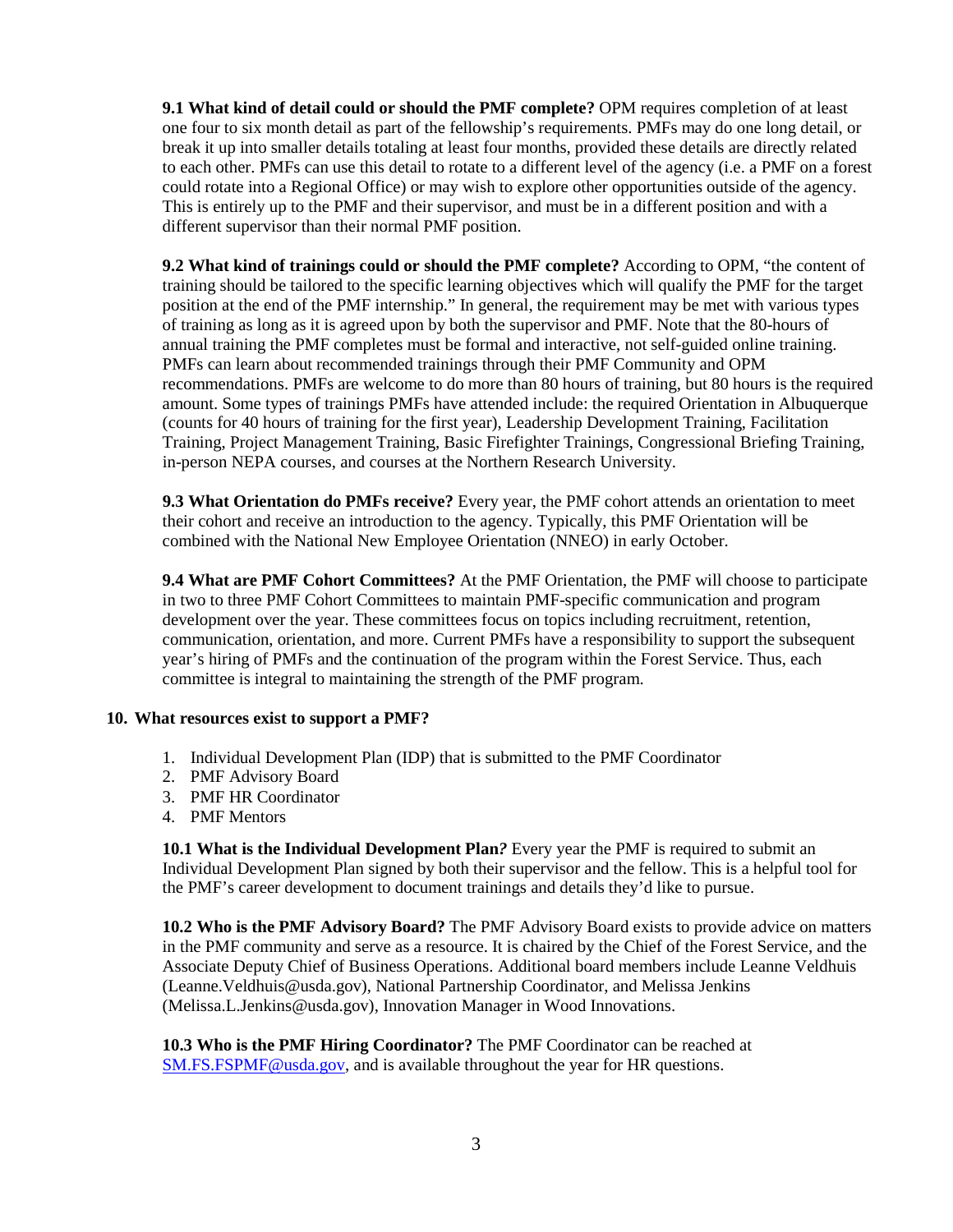**9.1 What kind of detail could or should the PMF complete?** OPM requires completion of at least one four to six month detail as part of the fellowship's requirements. PMFs may do one long detail, or break it up into smaller details totaling at least four months, provided these details are directly related to each other. PMFs can use this detail to rotate to a different level of the agency (i.e. a PMF on a forest could rotate into a Regional Office) or may wish to explore other opportunities outside of the agency. This is entirely up to the PMF and their supervisor, and must be in a different position and with a different supervisor than their normal PMF position.

**9.2 What kind of trainings could or should the PMF complete?** According to OPM, "the content of training should be tailored to the specific learning objectives which will qualify the PMF for the target position at the end of the PMF internship." In general, the requirement may be met with various types of training as long as it is agreed upon by both the supervisor and PMF. Note that the 80-hours of annual training the PMF completes must be formal and interactive, not self-guided online training. PMFs can learn about recommended trainings through their PMF Community and OPM recommendations. PMFs are welcome to do more than 80 hours of training, but 80 hours is the required amount. Some types of trainings PMFs have attended include: the required Orientation in Albuquerque (counts for 40 hours of training for the first year), Leadership Development Training, Facilitation Training, Project Management Training, Basic Firefighter Trainings, Congressional Briefing Training, in-person NEPA courses, and courses at the Northern Research University.

**9.3 What Orientation do PMFs receive?** Every year, the PMF cohort attends an orientation to meet their cohort and receive an introduction to the agency. Typically, this PMF Orientation will be combined with the National New Employee Orientation (NNEO) in early October.

**9.4 What are PMF Cohort Committees?** At the PMF Orientation, the PMF will choose to participate in two to three PMF Cohort Committees to maintain PMF-specific communication and program development over the year. These committees focus on topics including recruitment, retention, communication, orientation, and more. Current PMFs have a responsibility to support the subsequent year's hiring of PMFs and the continuation of the program within the Forest Service. Thus, each committee is integral to maintaining the strength of the PMF program.

## 10. What resources exist to support a PMF?

1. Individual Development Plan (IDP) that is submitted to the PMF Coordinator
2. PMF Advisory Board
3. PMF HR Coordinator
4. PMF Mentors

**10.1 What is the Individual Development Plan?** Every year the PMF is required to submit an Individual Development Plan signed by both their supervisor and the fellow. This is a helpful tool for the PMF's career development to document trainings and details they'd like to pursue.

**10.2 Who is the PMF Advisory Board?** The PMF Advisory Board exists to provide advice on matters in the PMF community and serve as a resource. It is chaired by the Chief of the Forest Service, and the Associate Deputy Chief of Business Operations. Additional board members include Leanne Veldhuis (Leanne.Veldhuis@usda.gov), National Partnership Coordinator, and Melissa Jenkins (Melissa.L.Jenkins@usda.gov), Innovation Manager in Wood Innovations.

**10.3 Who is the PMF Hiring Coordinator?** The PMF Coordinator can be reached at SM.FS.FSPMF@usda.gov, and is available throughout the year for HR questions.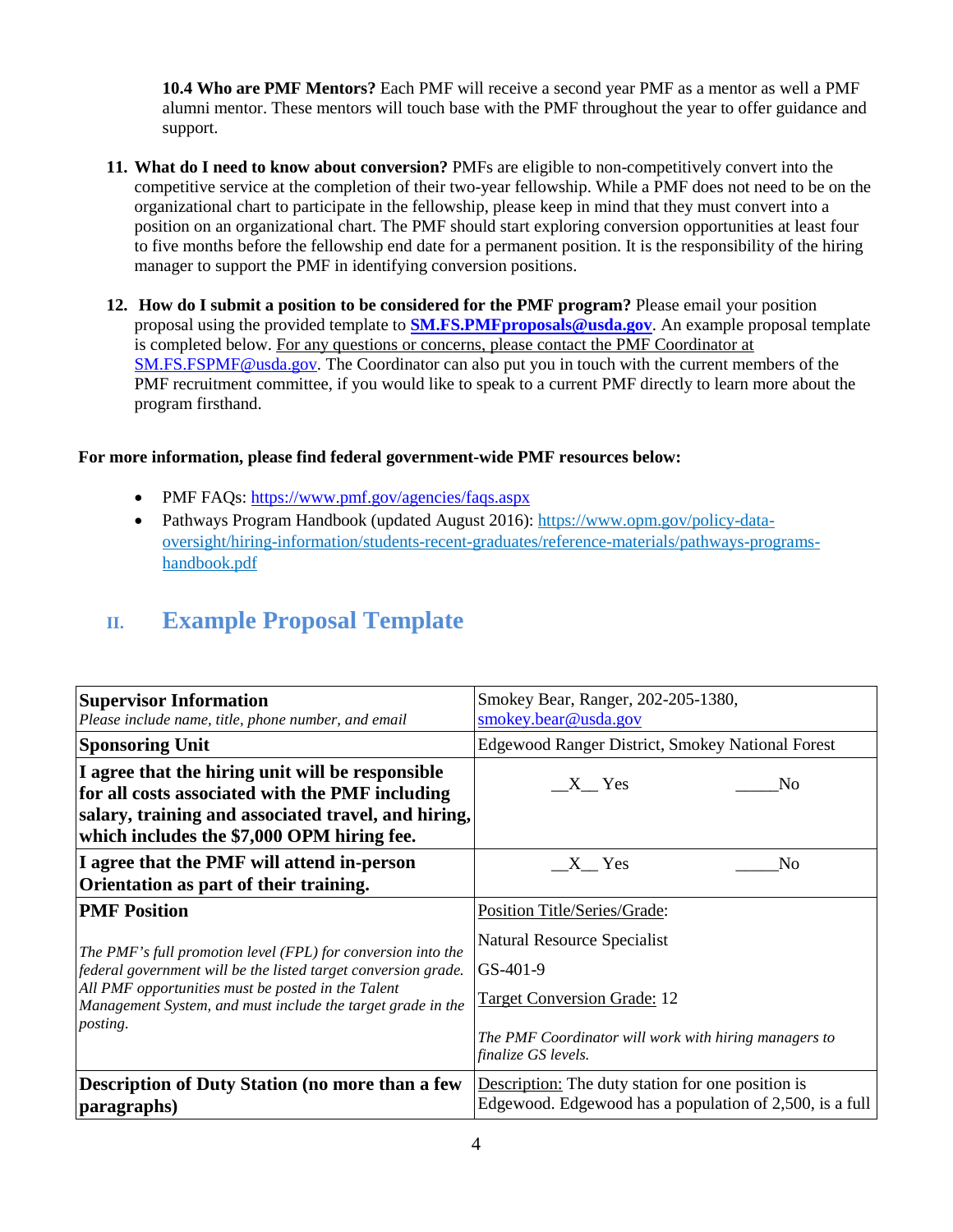**10.4 Who are PMF Mentors?** Each PMF will receive a second year PMF as a mentor as well a PMF alumni mentor. These mentors will touch base with the PMF throughout the year to offer guidance and support.

11. **What do I need to know about conversion?** PMFs are eligible to non-competitively convert into the competitive service at the completion of their two-year fellowship. While a PMF does not need to be on the organizational chart to participate in the fellowship, please keep in mind that they must convert into a position on an organizational chart. The PMF should start exploring conversion opportunities at least four to five months before the fellowship end date for a permanent position. It is the responsibility of the hiring manager to support the PMF in identifying conversion positions.

12. **How do I submit a position to be considered for the PMF program?** Please email your position proposal using the provided template to **SM.FS.PMFproposals@usda.gov**. An example proposal template is completed below. For any questions or concerns, please contact the PMF Coordinator at SM.FS.FSPMF@usda.gov. The Coordinator can also put you in touch with the current members of the PMF recruitment committee, if you would like to speak to a current PMF directly to learn more about the program firsthand.

**For more information, please find federal government-wide PMF resources below:**

- PMF FAQs: https://www.pmf.gov/agencies/faqs.aspx
- Pathways Program Handbook (updated August 2016): https://www.opm.gov/policy-data-oversight/hiring-information/students-recent-graduates/reference-materials/pathways-programs-handbook.pdf

## II. Example Proposal Template

| | |
|---|---|
| **Supervisor Information**<br>*Please include name, title, phone number, and email* | Smokey Bear, Ranger, 202-205-1380, smokey.bear@usda.gov |
| **Sponsoring Unit** | Edgewood Ranger District, Smokey National Forest |
| **I agree that the hiring unit will be responsible for all costs associated with the PMF including salary, training and associated travel, and hiring, which includes the $7,000 OPM hiring fee.** | __X__ Yes _____No |
| **I agree that the PMF will attend in-person Orientation as part of their training.** | __X__ Yes _____No |
| **PMF Position**<br>*The PMF's full promotion level (FPL) for conversion into the federal government will be the listed target conversion grade. All PMF opportunities must be posted in the Talent Management System, and must include the target grade in the posting.* | Position Title/Series/Grade:<br>Natural Resource Specialist<br>GS-401-9<br>Target Conversion Grade: 12<br>*The PMF Coordinator will work with hiring managers to finalize GS levels.* |
| **Description of Duty Station (no more than a few paragraphs)** | Description: The duty station for one position is Edgewood. Edgewood has a population of 2,500, is a full |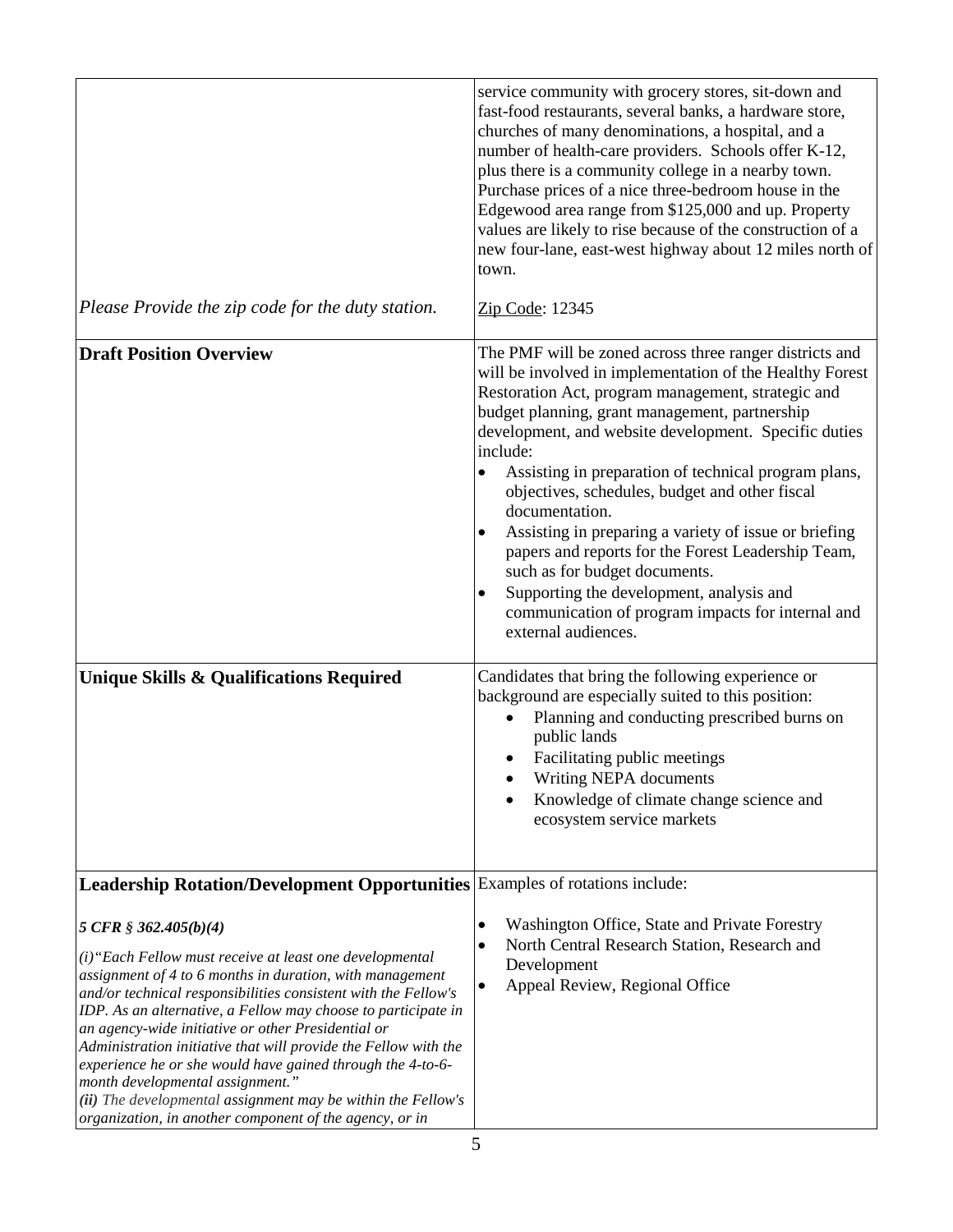| | |
|---|---|
| | service community with grocery stores, sit-down and fast-food restaurants, several banks, a hardware store, churches of many denominations, a hospital, and a number of health-care providers. Schools offer K-12, plus there is a community college in a nearby town. Purchase prices of a nice three-bedroom house in the Edgewood area range from $125,000 and up. Property values are likely to rise because of the construction of a new four-lane, east-west highway about 12 miles north of town. |
| *Please Provide the zip code for the duty station.* | Zip Code: 12345 |
| **Draft Position Overview** | The PMF will be zoned across three ranger districts and will be involved in implementation of the Healthy Forest Restoration Act, program management, strategic and budget planning, grant management, partnership development, and website development. Specific duties include:<br>• Assisting in preparation of technical program plans, objectives, schedules, budget and other fiscal documentation.<br>• Assisting in preparing a variety of issue or briefing papers and reports for the Forest Leadership Team, such as for budget documents.<br>• Supporting the development, analysis and communication of program impacts for internal and external audiences. |
| **Unique Skills & Qualifications Required** | Candidates that bring the following experience or background are especially suited to this position:<br>• Planning and conducting prescribed burns on public lands<br>• Facilitating public meetings<br>• Writing NEPA documents<br>• Knowledge of climate change science and ecosystem service markets |
| **Leadership Rotation/Development Opportunities**<br><br>***5 CFR § 362.405(b)(4)***<br><br>*(i)"Each Fellow must receive at least one developmental assignment of 4 to 6 months in duration, with management and/or technical responsibilities consistent with the Fellow's IDP. As an alternative, a Fellow may choose to participate in an agency-wide initiative or other Presidential or Administration initiative that will provide the Fellow with the experience he or she would have gained through the 4-to-6-month developmental assignment."*<br>***(ii)*** *The developmental* ***assignment may be within the Fellow's organization, in another component of the agency, or in*** | Examples of rotations include:<br><br>• Washington Office, State and Private Forestry<br>• North Central Research Station, Research and Development<br>• Appeal Review, Regional Office |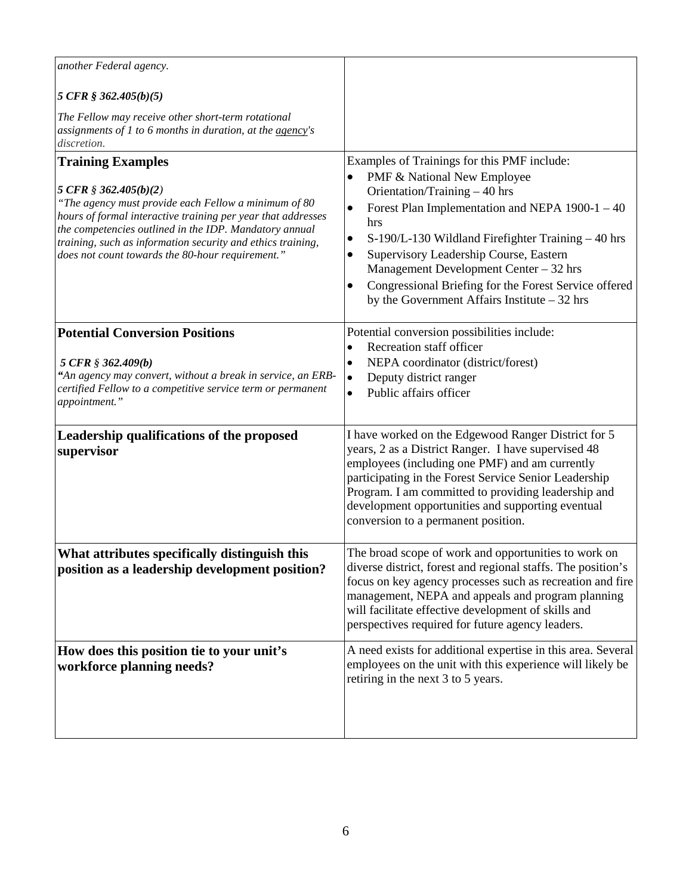| | |
|---|---|
| *another Federal agency.*<br><br>***5 CFR § 362.405(b)(5)***<br><br>*The Fellow may receive other short-term rotational assignments of 1 to 6 months in duration, at the agency's discretion.* | |
| **Training Examples**<br><br>***5 CFR § 362.405(b)(2)***<br>*"The agency must provide each Fellow a minimum of 80 hours of formal interactive training per year that addresses the competencies outlined in the IDP. Mandatory annual training, such as information security and ethics training, does not count towards the 80-hour requirement."* | Examples of Trainings for this PMF include:<br>• PMF & National New Employee Orientation/Training – 40 hrs<br>• Forest Plan Implementation and NEPA 1900-1 – 40 hrs<br>• S-190/L-130 Wildland Firefighter Training – 40 hrs<br>• Supervisory Leadership Course, Eastern Management Development Center – 32 hrs<br>• Congressional Briefing for the Forest Service offered by the Government Affairs Institute – 32 hrs |
| **Potential Conversion Positions**<br><br>***5 CFR § 362.409(b)***<br>*"An agency may convert, without a break in service, an ERB-certified Fellow to a competitive service term or permanent appointment."* | Potential conversion possibilities include:<br>• Recreation staff officer<br>• NEPA coordinator (district/forest)<br>• Deputy district ranger<br>• Public affairs officer |
| **Leadership qualifications of the proposed supervisor** | I have worked on the Edgewood Ranger District for 5 years, 2 as a District Ranger. I have supervised 48 employees (including one PMF) and am currently participating in the Forest Service Senior Leadership Program. I am committed to providing leadership and development opportunities and supporting eventual conversion to a permanent position. |
| **What attributes specifically distinguish this position as a leadership development position?** | The broad scope of work and opportunities to work on diverse district, forest and regional staffs. The position's focus on key agency processes such as recreation and fire management, NEPA and appeals and program planning will facilitate effective development of skills and perspectives required for future agency leaders. |
| **How does this position tie to your unit's workforce planning needs?** | A need exists for additional expertise in this area. Several employees on the unit with this experience will likely be retiring in the next 3 to 5 years. |